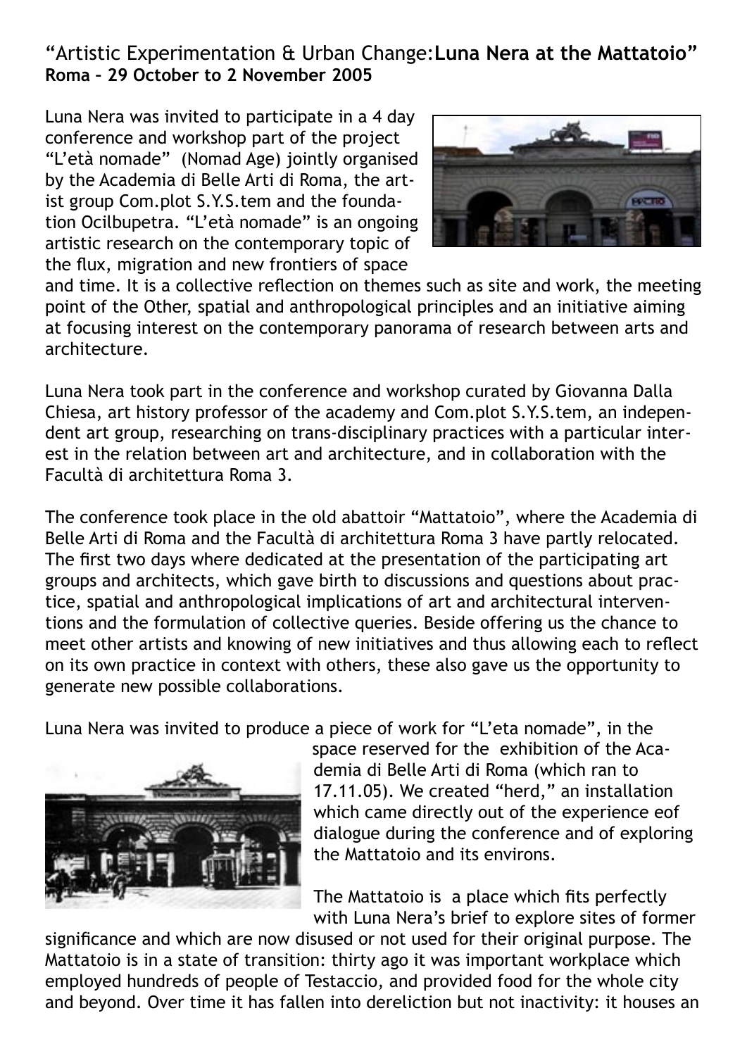## "Artistic Experimentation & Urban Change: **Luna Nera at the Mattatoio**"

**Roma – 29 October to 2 November 2005**

Luna Nera was invited to participate in a 4 day conference and workshop part of the project "L'età nomade" (Nomad Age) jointly organised by the Academia di Belle Arti di Roma, the artist group Com.plot S.Y.S.tem and the foundation Ocilbupetra. "L'età nomade" is an ongoing artistic research on the contemporary topic of the flux, migration and new frontiers of space and time. It is a collective reflection on themes such as site and work, the meeting point of the Other, spatial and anthropological principles and an initiative aiming at focusing interest on the contemporary panorama of research between arts and architecture.

Luna Nera took part in the conference and workshop curated by Giovanna Dalla Chiesa, art history professor of the academy and Com.plot S.Y.S.tem, an independent art group, researching on trans-disciplinary practices with a particular interest in the relation between art and architecture, and in collaboration with the Facultà di architettura Roma 3.

The conference took place in the old abattoir "Mattatoio", where the Academia di Belle Arti di Roma and the Facultà di architettura Roma 3 have partly relocated. The first two days where dedicated at the presentation of the participating art groups and architects, which gave birth to discussions and questions about practice, spatial and anthropological implications of art and architectural interventions and the formulation of collective queries. Beside offering us the chance to meet other artists and knowing of new initiatives and thus allowing each to reflect on its own practice in context with others, these also gave us the opportunity to generate new possible collaborations.

Luna Nera was invited to produce a piece of work for "L'eta nomade", in the space reserved for the exhibition of the Academia di Belle Arti di Roma (which ran to 17.11.05). We created "herd," an installation which came directly out of the experience eof dialogue during the conference and of exploring the Mattatoio and its environs.

The Mattatoio is a place which fits perfectly with Luna Nera's brief to explore sites of former significance and which are now disused or not used for their original purpose. The Mattatoio is in a state of transition: thirty ago it was important workplace which employed hundreds of people of Testaccio, and provided food for the whole city and beyond. Over time it has fallen into dereliction but not inactivity: it houses an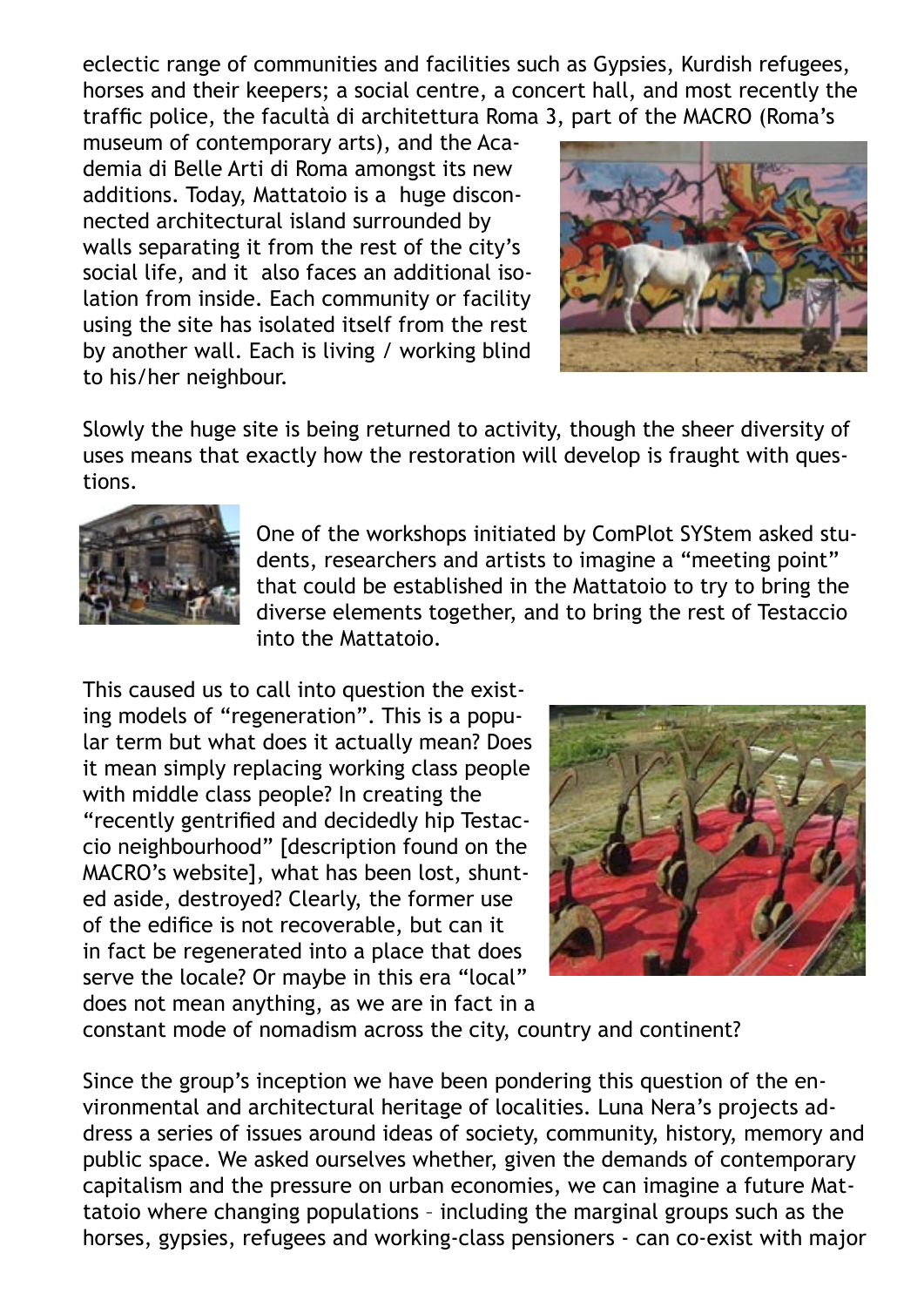eclectic range of communities and facilities such as Gypsies, Kurdish refugees, horses and their keepers; a social centre, a concert hall, and most recently the traffic police, the facultà di architettura Roma 3, part of the MACRO (Roma's museum of contemporary arts), and the Academia di Belle Arti di Roma amongst its new additions. Today, Mattatoio is a huge disconnected architectural island surrounded by walls separating it from the rest of the city's social life, and it also faces an additional isolation from inside. Each community or facility using the site has isolated itself from the rest by another wall. Each is living / working blind to his/her neighbour.

Slowly the huge site is being returned to activity, though the sheer diversity of uses means that exactly how the restoration will develop is fraught with questions.

One of the workshops initiated by ComPlot SYStem asked students, researchers and artists to imagine a "meeting point" that could be established in the Mattatoio to try to bring the diverse elements together, and to bring the rest of Testaccio into the Mattatoio.

This caused us to call into question the existing models of "regeneration". This is a popular term but what does it actually mean? Does it mean simply replacing working class people with middle class people? In creating the "recently gentrified and decidedly hip Testaccio neighbourhood" [description found on the MACRO's website], what has been lost, shunted aside, destroyed? Clearly, the former use of the edifice is not recoverable, but can it in fact be regenerated into a place that does serve the locale? Or maybe in this era "local" does not mean anything, as we are in fact in a constant mode of nomadism across the city, country and continent?

Since the group's inception we have been pondering this question of the environmental and architectural heritage of localities. Luna Nera's projects address a series of issues around ideas of society, community, history, memory and public space. We asked ourselves whether, given the demands of contemporary capitalism and the pressure on urban economies, we can imagine a future Mattatoio where changing populations – including the marginal groups such as the horses, gypsies, refugees and working-class pensioners - can co-exist with major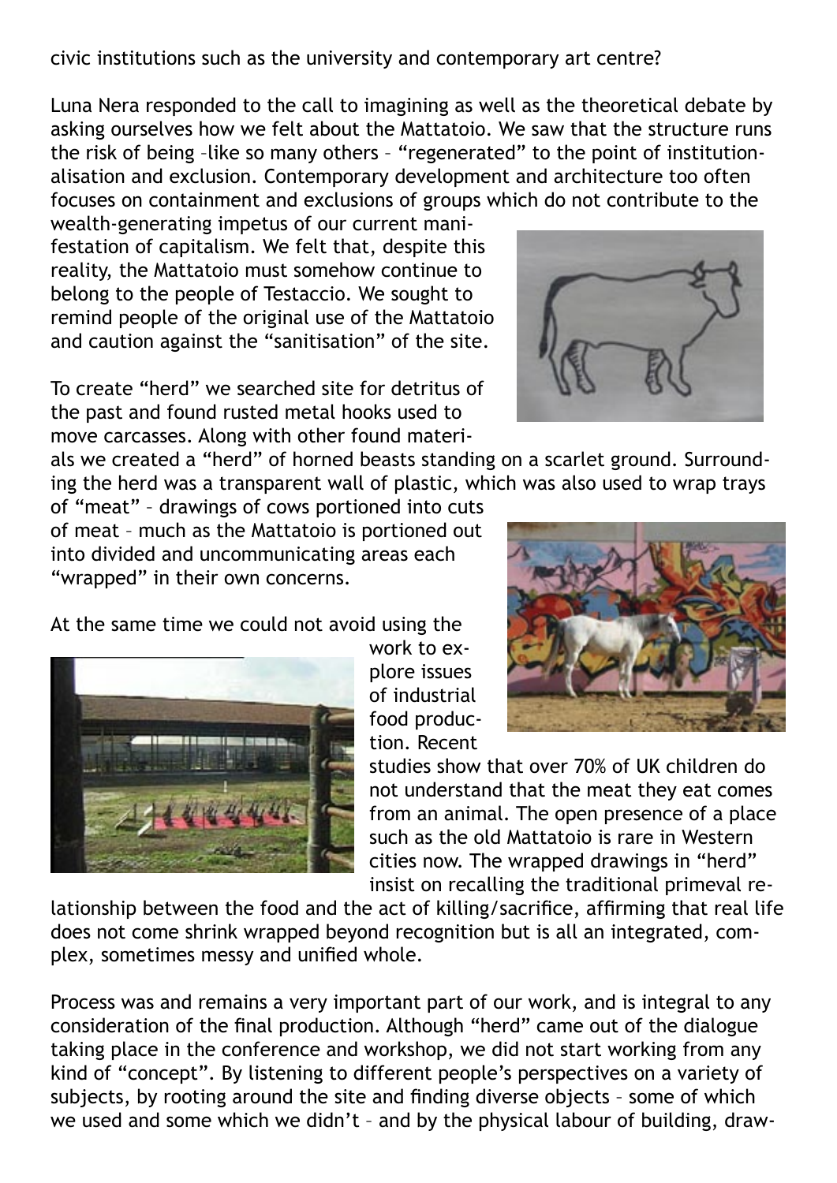civic institutions such as the university and contemporary art centre?

Luna Nera responded to the call to imagining as well as the theoretical debate by asking ourselves how we felt about the Mattatoio. We saw that the structure runs the risk of being –like so many others – "regenerated" to the point of institutionalisation and exclusion. Contemporary development and architecture too often focuses on containment and exclusions of groups which do not contribute to the wealth-generating impetus of our current manifestation of capitalism. We felt that, despite this reality, the Mattatoio must somehow continue to belong to the people of Testaccio. We sought to remind people of the original use of the Mattatoio and caution against the "sanitisation" of the site.

To create "herd" we searched site for detritus of the past and found rusted metal hooks used to move carcasses. Along with other found materials we created a "herd" of horned beasts standing on a scarlet ground. Surrounding the herd was a transparent wall of plastic, which was also used to wrap trays of "meat" – drawings of cows portioned into cuts of meat – much as the Mattatoio is portioned out into divided and uncommunicating areas each "wrapped" in their own concerns.

At the same time we could not avoid using the work to explore issues of industrial food production. Recent studies show that over 70% of UK children do not understand that the meat they eat comes from an animal. The open presence of a place such as the old Mattatoio is rare in Western cities now. The wrapped drawings in "herd" insist on recalling the traditional primeval relationship between the food and the act of killing/sacrifice, affirming that real life does not come shrink wrapped beyond recognition but is all an integrated, complex, sometimes messy and unified whole.

Process was and remains a very important part of our work, and is integral to any consideration of the final production. Although "herd" came out of the dialogue taking place in the conference and workshop, we did not start working from any kind of "concept". By listening to different people's perspectives on a variety of subjects, by rooting around the site and finding diverse objects – some of which we used and some which we didn't – and by the physical labour of building, draw-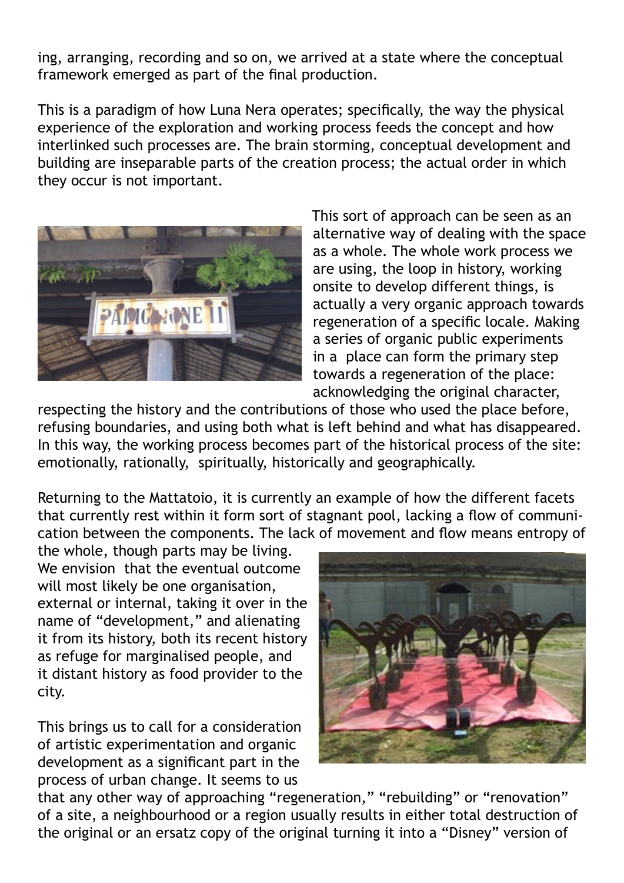ing, arranging, recording and so on, we arrived at a state where the conceptual framework emerged as part of the final production.

This is a paradigm of how Luna Nera operates; specifically, the way the physical experience of the exploration and working process feeds the concept and how interlinked such processes are. The brain storming, conceptual development and building are inseparable parts of the creation process; the actual order in which they occur is not important.

This sort of approach can be seen as an alternative way of dealing with the space as a whole. The whole work process we are using, the loop in history, working onsite to develop different things, is actually a very organic approach towards regeneration of a specific locale. Making a series of organic public experiments in a place can form the primary step towards a regeneration of the place: acknowledging the original character, respecting the history and the contributions of those who used the place before, refusing boundaries, and using both what is left behind and what has disappeared. In this way, the working process becomes part of the historical process of the site: emotionally, rationally, spiritually, historically and geographically.

Returning to the Mattatoio, it is currently an example of how the different facets that currently rest within it form sort of stagnant pool, lacking a flow of communication between the components. The lack of movement and flow means entropy of the whole, though parts may be living. We envision that the eventual outcome will most likely be one organisation, external or internal, taking it over in the name of "development," and alienating it from its history, both its recent history as refuge for marginalised people, and it distant history as food provider to the city.

This brings us to call for a consideration of artistic experimentation and organic development as a significant part in the process of urban change. It seems to us that any other way of approaching "regeneration," "rebuilding" or "renovation" of a site, a neighbourhood or a region usually results in either total destruction of the original or an ersatz copy of the original turning it into a "Disney" version of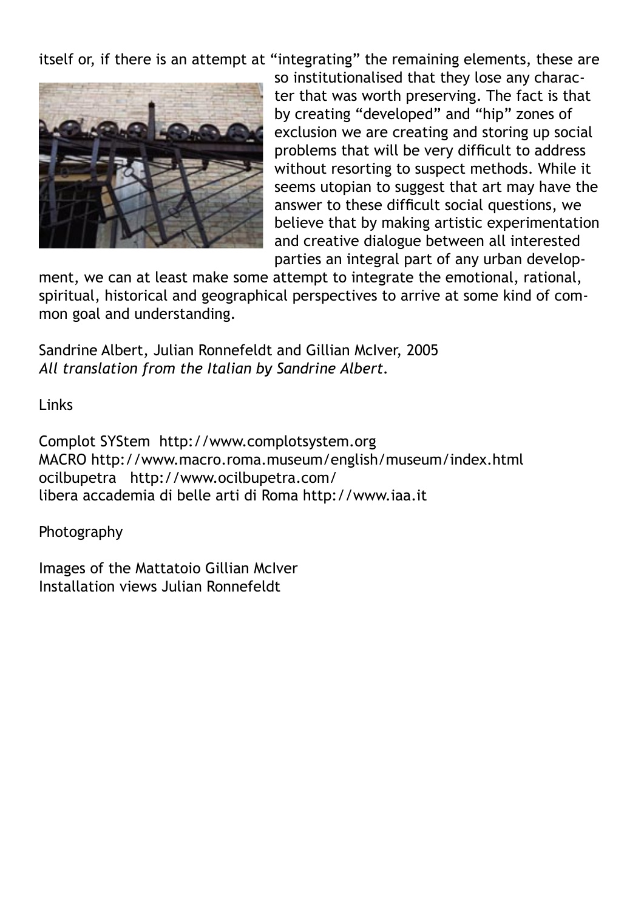itself or, if there is an attempt at "integrating" the remaining elements, these are so institutionalised that they lose any character that was worth preserving. The fact is that by creating "developed" and "hip" zones of exclusion we are creating and storing up social problems that will be very difficult to address without resorting to suspect methods. While it seems utopian to suggest that art may have the answer to these difficult social questions, we believe that by making artistic experimentation and creative dialogue between all interested parties an integral part of any urban development, we can at least make some attempt to integrate the emotional, rational, spiritual, historical and geographical perspectives to arrive at some kind of common goal and understanding.

Sandrine Albert, Julian Ronnefeldt and Gillian McIver, 2005
*All translation from the Italian by Sandrine Albert.*

Links

Complot SYStem http://www.complotsystem.org
MACRO http://www.macro.roma.museum/english/museum/index.html
ocilbupetra http://www.ocilbupetra.com/
libera accademia di belle arti di Roma http://www.iaa.it

Photography

Images of the Mattatoio Gillian McIver
Installation views Julian Ronnefeldt